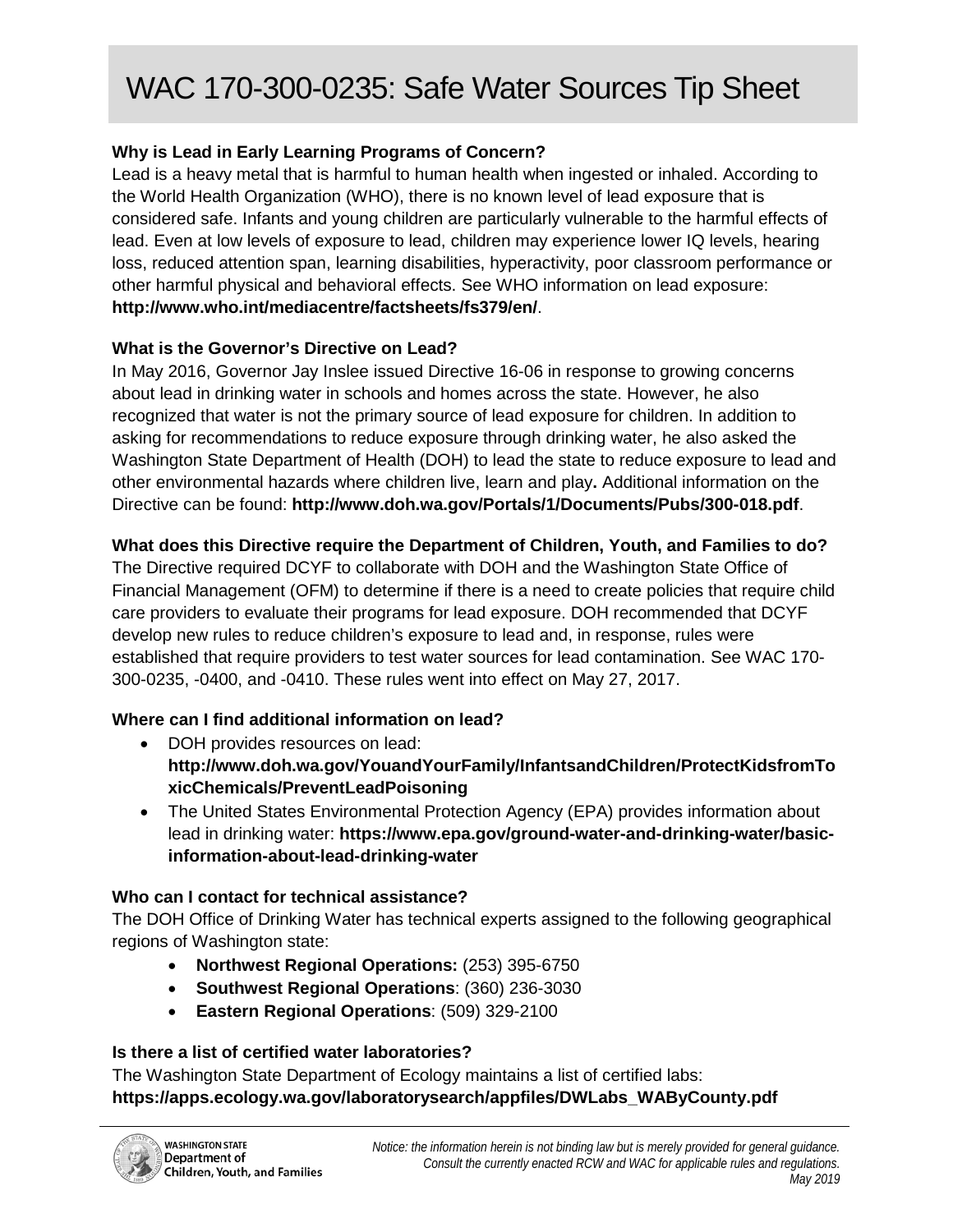# WAC 170-300-0235: Safe Water Sources Tip Sheet

**Why is Lead in Early Learning Programs of Concern?**

Lead is a heavy metal that is harmful to human health when ingested or inhaled. According to the World Health Organization (WHO), there is no known level of lead exposure that is considered safe. Infants and young children are particularly vulnerable to the harmful effects of lead. Even at low levels of exposure to lead, children may experience lower IQ levels, hearing loss, reduced attention span, learning disabilities, hyperactivity, poor classroom performance or other harmful physical and behavioral effects. See WHO information on lead exposure: **http://www.who.int/mediacentre/factsheets/fs379/en/**.

**What is the Governor's Directive on Lead?**

In May 2016, Governor Jay Inslee issued Directive 16-06 in response to growing concerns about lead in drinking water in schools and homes across the state. However, he also recognized that water is not the primary source of lead exposure for children. In addition to asking for recommendations to reduce exposure through drinking water, he also asked the Washington State Department of Health (DOH) to lead the state to reduce exposure to lead and other environmental hazards where children live, learn and play**.** Additional information on the Directive can be found: **http://www.doh.wa.gov/Portals/1/Documents/Pubs/300-018.pdf**.

**What does this Directive require the Department of Children, Youth, and Families to do?**

The Directive required DCYF to collaborate with DOH and the Washington State Office of Financial Management (OFM) to determine if there is a need to create policies that require child care providers to evaluate their programs for lead exposure. DOH recommended that DCYF develop new rules to reduce children's exposure to lead and, in response, rules were established that require providers to test water sources for lead contamination. See WAC 170-300-0235, -0400, and -0410. These rules went into effect on May 27, 2017.

**Where can I find additional information on lead?**

- DOH provides resources on lead: **http://www.doh.wa.gov/YouandYourFamily/InfantsandChildren/ProtectKidsfromToxicChemicals/PreventLeadPoisoning**
- The United States Environmental Protection Agency (EPA) provides information about lead in drinking water: **https://www.epa.gov/ground-water-and-drinking-water/basic-information-about-lead-drinking-water**

**Who can I contact for technical assistance?**

The DOH Office of Drinking Water has technical experts assigned to the following geographical regions of Washington state:

- **Northwest Regional Operations:** (253) 395-6750
- **Southwest Regional Operations**: (360) 236-3030
- **Eastern Regional Operations**: (509) 329-2100

**Is there a list of certified water laboratories?**

The Washington State Department of Ecology maintains a list of certified labs: **https://apps.ecology.wa.gov/laboratorysearch/appfiles/DWLabs_WAByCounty.pdf**

Washington State Department of Children, Youth, and Families

*Notice: the information herein is not binding law but is merely provided for general guidance. Consult the currently enacted RCW and WAC for applicable rules and regulations.*
*May 2019*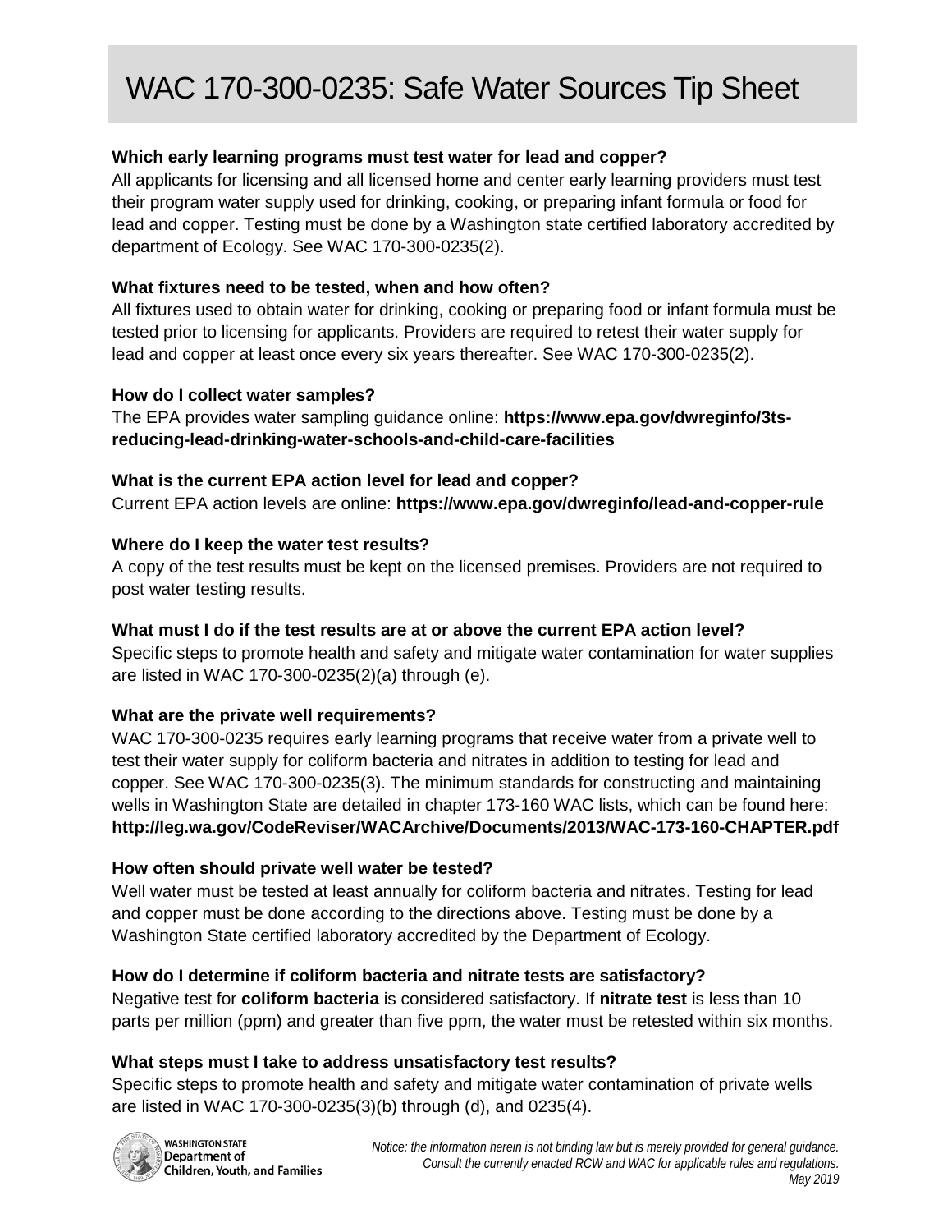# WAC 170-300-0235: Safe Water Sources Tip Sheet

**Which early learning programs must test water for lead and copper?**
All applicants for licensing and all licensed home and center early learning providers must test their program water supply used for drinking, cooking, or preparing infant formula or food for lead and copper. Testing must be done by a Washington state certified laboratory accredited by department of Ecology. See WAC 170-300-0235(2).

**What fixtures need to be tested, when and how often?**
All fixtures used to obtain water for drinking, cooking or preparing food or infant formula must be tested prior to licensing for applicants. Providers are required to retest their water supply for lead and copper at least once every six years thereafter. See WAC 170-300-0235(2).

**How do I collect water samples?**
The EPA provides water sampling guidance online: **https://www.epa.gov/dwreginfo/3ts-reducing-lead-drinking-water-schools-and-child-care-facilities**

**What is the current EPA action level for lead and copper?**
Current EPA action levels are online: **https://www.epa.gov/dwreginfo/lead-and-copper-rule**

**Where do I keep the water test results?**
A copy of the test results must be kept on the licensed premises. Providers are not required to post water testing results.

**What must I do if the test results are at or above the current EPA action level?**
Specific steps to promote health and safety and mitigate water contamination for water supplies are listed in WAC 170-300-0235(2)(a) through (e).

**What are the private well requirements?**
WAC 170-300-0235 requires early learning programs that receive water from a private well to test their water supply for coliform bacteria and nitrates in addition to testing for lead and copper. See WAC 170-300-0235(3). The minimum standards for constructing and maintaining wells in Washington State are detailed in chapter 173-160 WAC lists, which can be found here: **http://leg.wa.gov/CodeReviser/WACArchive/Documents/2013/WAC-173-160-CHAPTER.pdf**

**How often should private well water be tested?**
Well water must be tested at least annually for coliform bacteria and nitrates. Testing for lead and copper must be done according to the directions above. Testing must be done by a Washington State certified laboratory accredited by the Department of Ecology.

**How do I determine if coliform bacteria and nitrate tests are satisfactory?**
Negative test for **coliform bacteria** is considered satisfactory. If **nitrate test** is less than 10 parts per million (ppm) and greater than five ppm, the water must be retested within six months.

**What steps must I take to address unsatisfactory test results?**
Specific steps to promote health and safety and mitigate water contamination of private wells are listed in WAC 170-300-0235(3)(b) through (d), and 0235(4).

WASHINGTON STATE Department of Children, Youth, and Families

*Notice: the information herein is not binding law but is merely provided for general guidance. Consult the currently enacted RCW and WAC for applicable rules and regulations. May 2019*